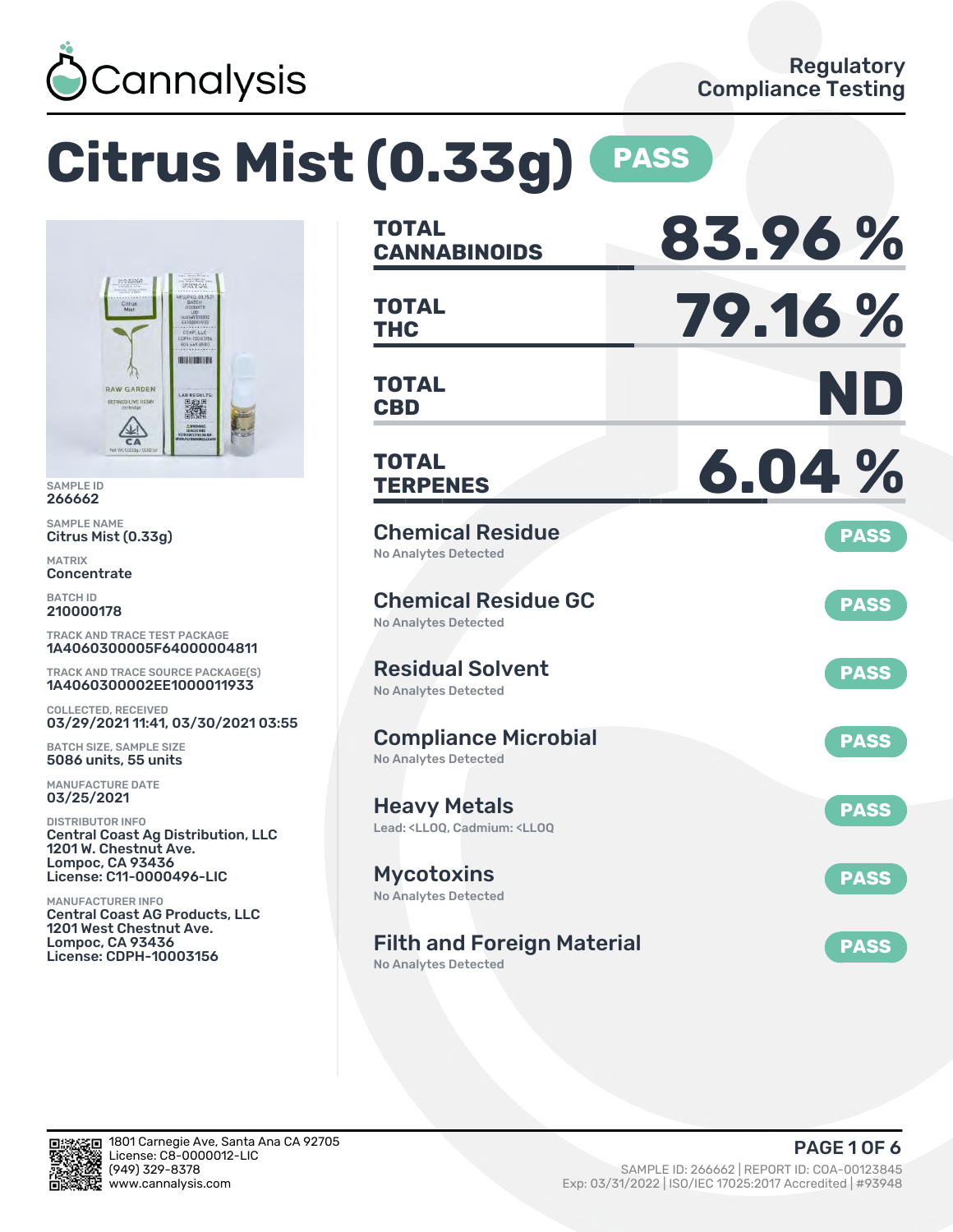Cannalysis

Regulatory Compliance Testing

# Citus Mist (0.33g) PASS

SAMPLE ID
266662

SAMPLE NAME
Citrus Mist (0.33g)

MATRIX
Concentrate

BATCH ID
210000178

TRACK AND TRACE TEST PACKAGE
1A4060300005F64000004811

TRACK AND TRACE SOURCE PACKAGE(S)
1A4060300002EE1000011933

COLLECTED, RECEIVED
03/29/2021 11:41, 03/30/2021 03:55

BATCH SIZE, SAMPLE SIZE
5086 units, 55 units

MANUFACTURE DATE
03/25/2021

DISTRIBUTOR INFO
Central Coast Ag Distribution, LLC
1201 W. Chestnut Ave.
Lompoc, CA 93436
License: C11-0000496-LIC

MANUFACTURER INFO
Central Coast AG Products, LLC
1201 West Chestnut Ave.
Lompoc, CA 93436
License: CDPH-10003156

| | |
|---|---|
| **TOTAL CANNABINOIDS** | **83.96 %** |
| **TOTAL THC** | **79.16 %** |
| **TOTAL CBD** | **ND** |
| **TOTAL TERPENES** | **6.04 %** |

| Test | Result | Status |
|---|---|---|
| Chemical Residue | No Analytes Detected | PASS |
| Chemical Residue GC | No Analytes Detected | PASS |
| Residual Solvent | No Analytes Detected | PASS |
| Compliance Microbial | No Analytes Detected | PASS |
| Heavy Metals | Lead: <LLOQ, Cadmium: <LLOQ | PASS |
| Mycotoxins | No Analytes Detected | PASS |
| Filth and Foreign Material | No Analytes Detected | PASS |

1801 Carnegie Ave, Santa Ana CA 92705
License: C8-0000012-LIC
(949) 329-8378
www.cannalysis.com

SAMPLE ID: 266662 | REPORT ID: COA-00123845
Exp: 03/31/2022 | ISO/IEC 17025:2017 Accredited | #93948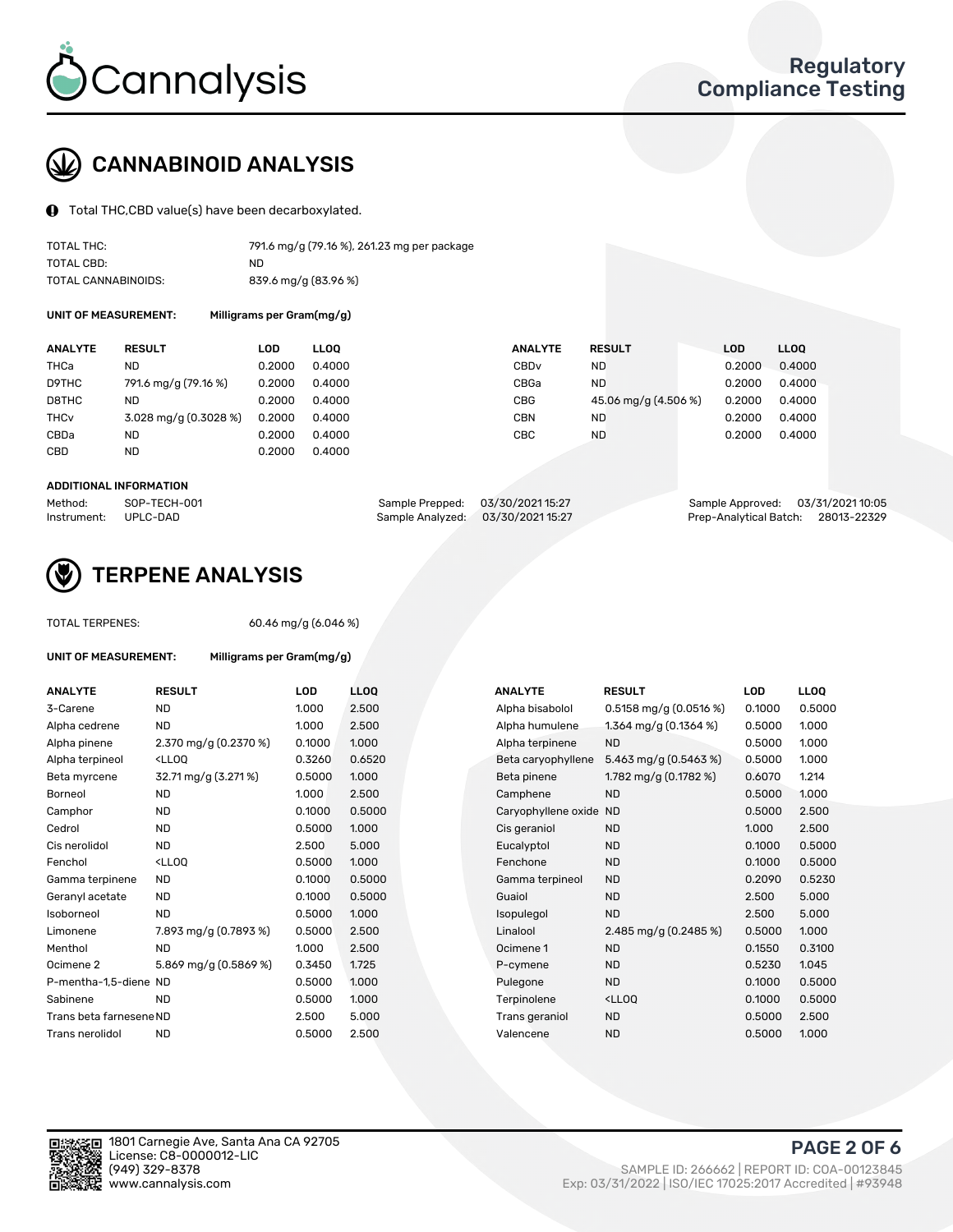# CANNABINOID ANALYSIS

Total THC,CBD value(s) have been decarboxylated.

| | |
|---|---|
| TOTAL THC: | 791.6 mg/g (79.16 %), 261.23 mg per package |
| TOTAL CBD: | ND |
| TOTAL CANNABINOIDS: | 839.6 mg/g (83.96 %) |

**UNIT OF MEASUREMENT:** Milligrams per Gram(mg/g)

| ANALYTE | RESULT | LOD | LLOQ | ANALYTE | RESULT | LOD | LLOQ |
|---|---|---|---|---|---|---|---|
| THCa | ND | 0.2000 | 0.4000 | CBDv | ND | 0.2000 | 0.4000 |
| D9THC | 791.6 mg/g (79.16 %) | 0.2000 | 0.4000 | CBGa | ND | 0.2000 | 0.4000 |
| D8THC | ND | 0.2000 | 0.4000 | CBG | 45.06 mg/g (4.506 %) | 0.2000 | 0.4000 |
| THCv | 3.028 mg/g (0.3028 %) | 0.2000 | 0.4000 | CBN | ND | 0.2000 | 0.4000 |
| CBDa | ND | 0.2000 | 0.4000 | CBC | ND | 0.2000 | 0.4000 |
| CBD | ND | 0.2000 | 0.4000 | | | | |

**ADDITIONAL INFORMATION**

| | | | | | |
|---|---|---|---|---|---|
| Method: | SOP-TECH-001 | Sample Prepped: | 03/30/2021 15:27 | Sample Approved: | 03/31/2021 10:05 |
| Instrument: | UPLC-DAD | Sample Analyzed: | 03/30/2021 15:27 | Prep-Analytical Batch: | 28013-22329 |

# TERPENE ANALYSIS

TOTAL TERPENES: 60.46 mg/g (6.046 %)

**UNIT OF MEASUREMENT:** Milligrams per Gram(mg/g)

| ANALYTE | RESULT | LOD | LLOQ | ANALYTE | RESULT | LOD | LLOQ |
|---|---|---|---|---|---|---|---|
| 3-Carene | ND | 1.000 | 2.500 | Alpha bisabolol | 0.5158 mg/g (0.0516 %) | 0.1000 | 0.5000 |
| Alpha cedrene | ND | 1.000 | 2.500 | Alpha humulene | 1.364 mg/g (0.1364 %) | 0.5000 | 1.000 |
| Alpha pinene | 2.370 mg/g (0.2370 %) | 0.1000 | 1.000 | Alpha terpinene | ND | 0.5000 | 1.000 |
| Alpha terpineol | <LLOQ | 0.3260 | 0.6520 | Beta caryophyllene | 5.463 mg/g (0.5463 %) | 0.5000 | 1.000 |
| Beta myrcene | 32.71 mg/g (3.271 %) | 0.5000 | 1.000 | Beta pinene | 1.782 mg/g (0.1782 %) | 0.6070 | 1.214 |
| Borneol | ND | 1.000 | 2.500 | Camphene | ND | 0.5000 | 1.000 |
| Camphor | ND | 0.1000 | 0.5000 | Caryophyllene oxide | ND | 0.5000 | 2.500 |
| Cedrol | ND | 0.5000 | 1.000 | Cis geraniol | ND | 1.000 | 2.500 |
| Cis nerolidol | ND | 2.500 | 5.000 | Eucalyptol | ND | 0.1000 | 0.5000 |
| Fenchol | <LLOQ | 0.5000 | 1.000 | Fenchone | ND | 0.1000 | 0.5000 |
| Gamma terpinene | ND | 0.1000 | 0.5000 | Gamma terpineol | ND | 0.2090 | 0.5230 |
| Geranyl acetate | ND | 0.1000 | 0.5000 | Guaiol | ND | 2.500 | 5.000 |
| Isoborneol | ND | 0.5000 | 1.000 | Isopulegol | ND | 2.500 | 5.000 |
| Limonene | 7.893 mg/g (0.7893 %) | 0.5000 | 2.500 | Linalool | 2.485 mg/g (0.2485 %) | 0.5000 | 1.000 |
| Menthol | ND | 1.000 | 2.500 | Ocimene 1 | ND | 0.1550 | 0.3100 |
| Ocimene 2 | 5.869 mg/g (0.5869 %) | 0.3450 | 1.725 | P-cymene | ND | 0.5230 | 1.045 |
| P-mentha-1,5-diene | ND | 0.5000 | 1.000 | Pulegone | ND | 0.1000 | 0.5000 |
| Sabinene | ND | 0.5000 | 1.000 | Terpinolene | <LLOQ | 0.1000 | 0.5000 |
| Trans beta farnesene | ND | 2.500 | 5.000 | Trans geraniol | ND | 0.5000 | 2.500 |
| Trans nerolidol | ND | 0.5000 | 2.500 | Valencene | ND | 0.5000 | 1.000 |

1801 Carnegie Ave, Santa Ana CA 92705
License: C8-0000012-LIC
(949) 329-8378
www.cannalysis.com

SAMPLE ID: 266662 | REPORT ID: COA-00123845
Exp: 03/31/2022 | ISO/IEC 17025:2017 Accredited | #93948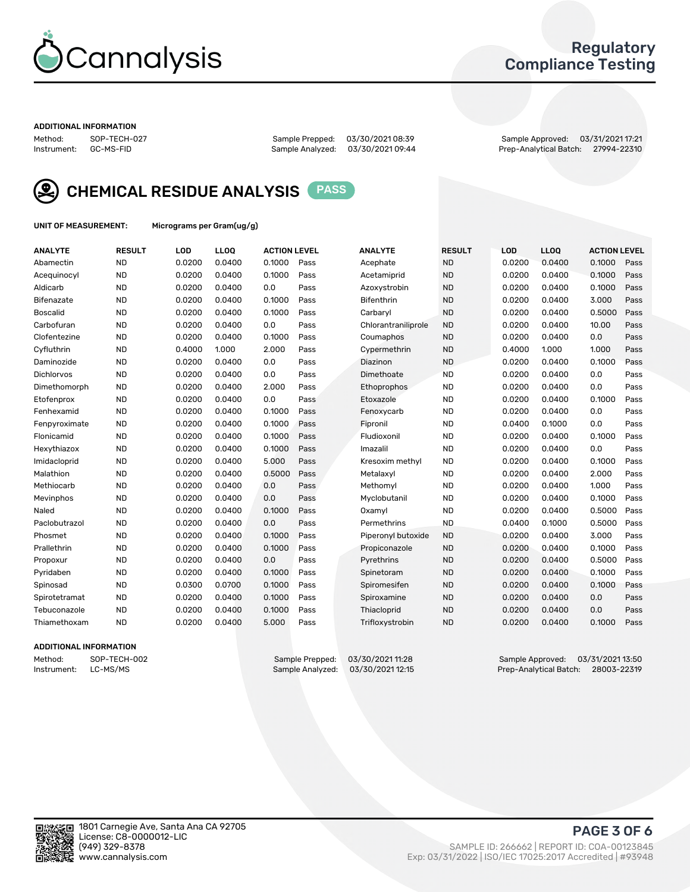# Regulatory Compliance Testing

**ADDITIONAL INFORMATION**

Method: SOP-TECH-027
Instrument: GC-MS-FID

Sample Prepped: 03/30/2021 08:39
Sample Analyzed: 03/30/2021 09:44

Sample Approved: 03/31/2021 17:21
Prep-Analytical Batch: 27994-22310

## CHEMICAL RESIDUE ANALYSIS PASS

**UNIT OF MEASUREMENT:** Micrograms per Gram(ug/g)

| ANALYTE | RESULT | LOD | LLOQ | ACTION LEVEL | | ANALYTE | RESULT | LOD | LLOQ | ACTION LEVEL | |
|---|---|---|---|---|---|---|---|---|---|---|---|
| Abamectin | ND | 0.0200 | 0.0400 | 0.1000 | Pass | Acephate | ND | 0.0200 | 0.0400 | 0.1000 | Pass |
| Acequinocyl | ND | 0.0200 | 0.0400 | 0.1000 | Pass | Acetamiprid | ND | 0.0200 | 0.0400 | 0.1000 | Pass |
| Aldicarb | ND | 0.0200 | 0.0400 | 0.0 | Pass | Azoxystrobin | ND | 0.0200 | 0.0400 | 0.1000 | Pass |
| Bifenazate | ND | 0.0200 | 0.0400 | 0.1000 | Pass | Bifenthrin | ND | 0.0200 | 0.0400 | 3.000 | Pass |
| Boscalid | ND | 0.0200 | 0.0400 | 0.1000 | Pass | Carbaryl | ND | 0.0200 | 0.0400 | 0.5000 | Pass |
| Carbofuran | ND | 0.0200 | 0.0400 | 0.0 | Pass | Chlorantraniliprole | ND | 0.0200 | 0.0400 | 10.00 | Pass |
| Clofentezine | ND | 0.0200 | 0.0400 | 0.1000 | Pass | Coumaphos | ND | 0.0200 | 0.0400 | 0.0 | Pass |
| Cyfluthrin | ND | 0.4000 | 1.000 | 2.000 | Pass | Cypermethrin | ND | 0.4000 | 1.000 | 1.000 | Pass |
| Daminozide | ND | 0.0200 | 0.0400 | 0.0 | Pass | Diazinon | ND | 0.0200 | 0.0400 | 0.1000 | Pass |
| Dichlorvos | ND | 0.0200 | 0.0400 | 0.0 | Pass | Dimethoate | ND | 0.0200 | 0.0400 | 0.0 | Pass |
| Dimethomorph | ND | 0.0200 | 0.0400 | 2.000 | Pass | Ethoprophos | ND | 0.0200 | 0.0400 | 0.0 | Pass |
| Etofenprox | ND | 0.0200 | 0.0400 | 0.0 | Pass | Etoxazole | ND | 0.0200 | 0.0400 | 0.1000 | Pass |
| Fenhexamid | ND | 0.0200 | 0.0400 | 0.1000 | Pass | Fenoxycarb | ND | 0.0200 | 0.0400 | 0.0 | Pass |
| Fenpyroximate | ND | 0.0200 | 0.0400 | 0.1000 | Pass | Fipronil | ND | 0.0400 | 0.1000 | 0.0 | Pass |
| Flonicamid | ND | 0.0200 | 0.0400 | 0.1000 | Pass | Fludioxonil | ND | 0.0200 | 0.0400 | 0.1000 | Pass |
| Hexythiazox | ND | 0.0200 | 0.0400 | 0.1000 | Pass | Imazalil | ND | 0.0200 | 0.0400 | 0.0 | Pass |
| Imidacloprid | ND | 0.0200 | 0.0400 | 5.000 | Pass | Kresoxim methyl | ND | 0.0200 | 0.0400 | 0.1000 | Pass |
| Malathion | ND | 0.0200 | 0.0400 | 0.5000 | Pass | Metalaxyl | ND | 0.0200 | 0.0400 | 2.000 | Pass |
| Methiocarb | ND | 0.0200 | 0.0400 | 0.0 | Pass | Methomyl | ND | 0.0200 | 0.0400 | 1.000 | Pass |
| Mevinphos | ND | 0.0200 | 0.0400 | 0.0 | Pass | Myclobutanil | ND | 0.0200 | 0.0400 | 0.1000 | Pass |
| Naled | ND | 0.0200 | 0.0400 | 0.1000 | Pass | Oxamyl | ND | 0.0200 | 0.0400 | 0.5000 | Pass |
| Paclobutrazol | ND | 0.0200 | 0.0400 | 0.0 | Pass | Permethrins | ND | 0.0400 | 0.1000 | 0.5000 | Pass |
| Phosmet | ND | 0.0200 | 0.0400 | 0.1000 | Pass | Piperonyl butoxide | ND | 0.0200 | 0.0400 | 3.000 | Pass |
| Prallethrin | ND | 0.0200 | 0.0400 | 0.1000 | Pass | Propiconazole | ND | 0.0200 | 0.0400 | 0.1000 | Pass |
| Propoxur | ND | 0.0200 | 0.0400 | 0.0 | Pass | Pyrethrins | ND | 0.0200 | 0.0400 | 0.5000 | Pass |
| Pyridaben | ND | 0.0200 | 0.0400 | 0.1000 | Pass | Spinetoram | ND | 0.0200 | 0.0400 | 0.1000 | Pass |
| Spinosad | ND | 0.0300 | 0.0700 | 0.1000 | Pass | Spiromesifen | ND | 0.0200 | 0.0400 | 0.1000 | Pass |
| Spirotetramat | ND | 0.0200 | 0.0400 | 0.1000 | Pass | Spiroxamine | ND | 0.0200 | 0.0400 | 0.0 | Pass |
| Tebuconazole | ND | 0.0200 | 0.0400 | 0.1000 | Pass | Thiacloprid | ND | 0.0200 | 0.0400 | 0.0 | Pass |
| Thiamethoxam | ND | 0.0200 | 0.0400 | 5.000 | Pass | Trifloxystrobin | ND | 0.0200 | 0.0400 | 0.1000 | Pass |

**ADDITIONAL INFORMATION**

Method: SOP-TECH-002
Instrument: LC-MS/MS

Sample Prepped: 03/30/2021 11:28
Sample Analyzed: 03/30/2021 12:15

Sample Approved: 03/31/2021 13:50
Prep-Analytical Batch: 28003-22319

1801 Carnegie Ave, Santa Ana CA 92705
License: C8-0000012-LIC
(949) 329-8378
www.cannalysis.com

SAMPLE ID: 266662 | REPORT ID: COA-00123845
Exp: 03/31/2022 | ISO/IEC 17025:2017 Accredited | #93948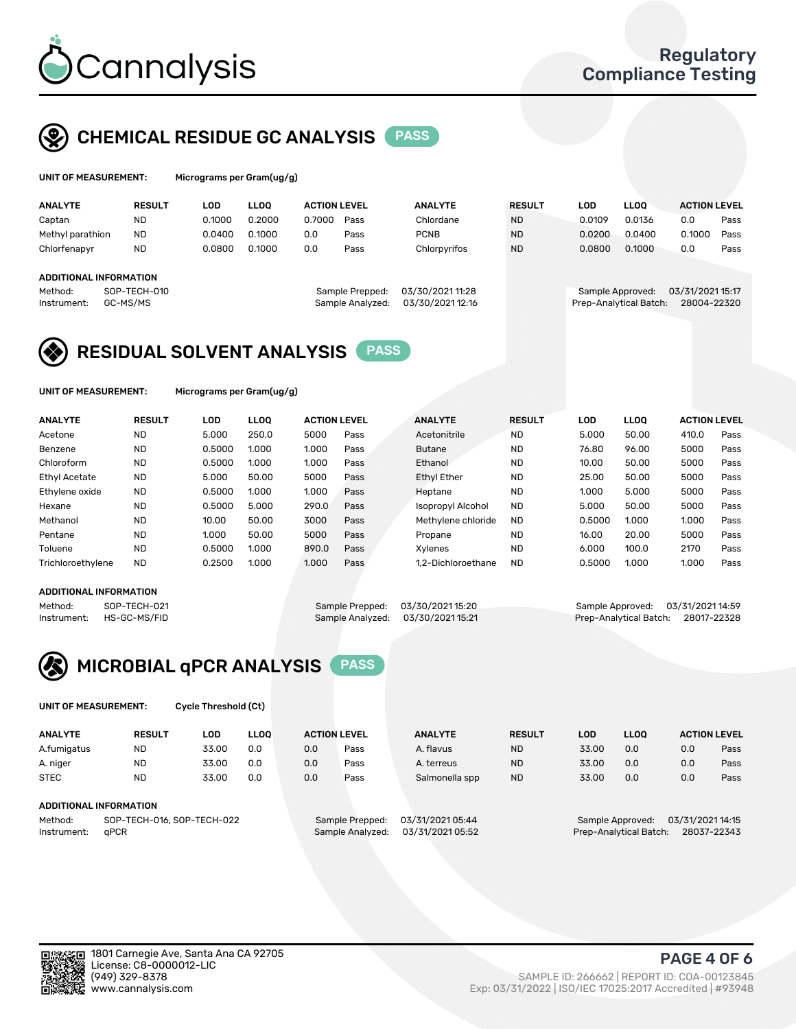# CHEMICAL RESIDUE GC ANALYSIS PASS

**UNIT OF MEASUREMENT:** Micrograms per Gram(ug/g)

| ANALYTE | RESULT | LOD | LLOQ | ACTION LEVEL | | ANALYTE | RESULT | LOD | LLOQ | ACTION LEVEL | |
|---|---|---|---|---|---|---|---|---|---|---|---|
| Captan | ND | 0.1000 | 0.2000 | 0.7000 | Pass | Chlordane | ND | 0.0109 | 0.0136 | 0.0 | Pass |
| Methyl parathion | ND | 0.0400 | 0.1000 | 0.0 | Pass | PCNB | ND | 0.0200 | 0.0400 | 0.1000 | Pass |
| Chlorfenapyr | ND | 0.0800 | 0.1000 | 0.0 | Pass | Chlorpyrifos | ND | 0.0800 | 0.1000 | 0.0 | Pass |

**ADDITIONAL INFORMATION**

Method: SOP-TECH-010
Instrument: GC-MS/MS
Sample Prepped: 03/30/2021 11:28
Sample Analyzed: 03/30/2021 12:16
Sample Approved: 03/31/2021 15:17
Prep-Analytical Batch: 28004-22320

# RESIDUAL SOLVENT ANALYSIS PASS

**UNIT OF MEASUREMENT:** Micrograms per Gram(ug/g)

| ANALYTE | RESULT | LOD | LLOQ | ACTION LEVEL | | ANALYTE | RESULT | LOD | LLOQ | ACTION LEVEL | |
|---|---|---|---|---|---|---|---|---|---|---|---|
| Acetone | ND | 5.000 | 250.0 | 5000 | Pass | Acetonitrile | ND | 5.000 | 50.00 | 410.0 | Pass |
| Benzene | ND | 0.5000 | 1.000 | 1.000 | Pass | Butane | ND | 76.80 | 96.00 | 5000 | Pass |
| Chloroform | ND | 0.5000 | 1.000 | 1.000 | Pass | Ethanol | ND | 10.00 | 50.00 | 5000 | Pass |
| Ethyl Acetate | ND | 5.000 | 50.00 | 5000 | Pass | Ethyl Ether | ND | 25.00 | 50.00 | 5000 | Pass |
| Ethylene oxide | ND | 0.5000 | 1.000 | 1.000 | Pass | Heptane | ND | 1.000 | 5.000 | 5000 | Pass |
| Hexane | ND | 0.5000 | 5.000 | 290.0 | Pass | Isopropyl Alcohol | ND | 5.000 | 50.00 | 5000 | Pass |
| Methanol | ND | 10.00 | 50.00 | 3000 | Pass | Methylene chloride | ND | 0.5000 | 1.000 | 1.000 | Pass |
| Pentane | ND | 1.000 | 50.00 | 5000 | Pass | Propane | ND | 16.00 | 20.00 | 5000 | Pass |
| Toluene | ND | 0.5000 | 1.000 | 890.0 | Pass | Xylenes | ND | 6.000 | 100.0 | 2170 | Pass |
| Trichloroethylene | ND | 0.2500 | 1.000 | 1.000 | Pass | 1,2-Dichloroethane | ND | 0.5000 | 1.000 | 1.000 | Pass |

**ADDITIONAL INFORMATION**

Method: SOP-TECH-021
Instrument: HS-GC-MS/FID
Sample Prepped: 03/30/2021 15:20
Sample Analyzed: 03/30/2021 15:21
Sample Approved: 03/31/2021 14:59
Prep-Analytical Batch: 28017-22328

# MICROBIAL qPCR ANALYSIS PASS

**UNIT OF MEASUREMENT:** Cycle Threshold (Ct)

| ANALYTE | RESULT | LOD | LLOQ | ACTION LEVEL | | ANALYTE | RESULT | LOD | LLOQ | ACTION LEVEL | |
|---|---|---|---|---|---|---|---|---|---|---|---|
| A.fumigatus | ND | 33.00 | 0.0 | 0.0 | Pass | A. flavus | ND | 33.00 | 0.0 | 0.0 | Pass |
| A. niger | ND | 33.00 | 0.0 | 0.0 | Pass | A. terreus | ND | 33.00 | 0.0 | 0.0 | Pass |
| STEC | ND | 33.00 | 0.0 | 0.0 | Pass | Salmonella spp | ND | 33.00 | 0.0 | 0.0 | Pass |

**ADDITIONAL INFORMATION**

Method: SOP-TECH-016, SOP-TECH-022
Instrument: qPCR
Sample Prepped: 03/31/2021 05:44
Sample Analyzed: 03/31/2021 05:52
Sample Approved: 03/31/2021 14:15
Prep-Analytical Batch: 28037-22343

1801 Carnegie Ave, Santa Ana CA 92705
License: C8-0000012-LIC
(949) 329-8378
www.cannalysis.com

SAMPLE ID: 266662 | REPORT ID: COA-00123845
Exp: 03/31/2022 | ISO/IEC 17025:2017 Accredited | #93948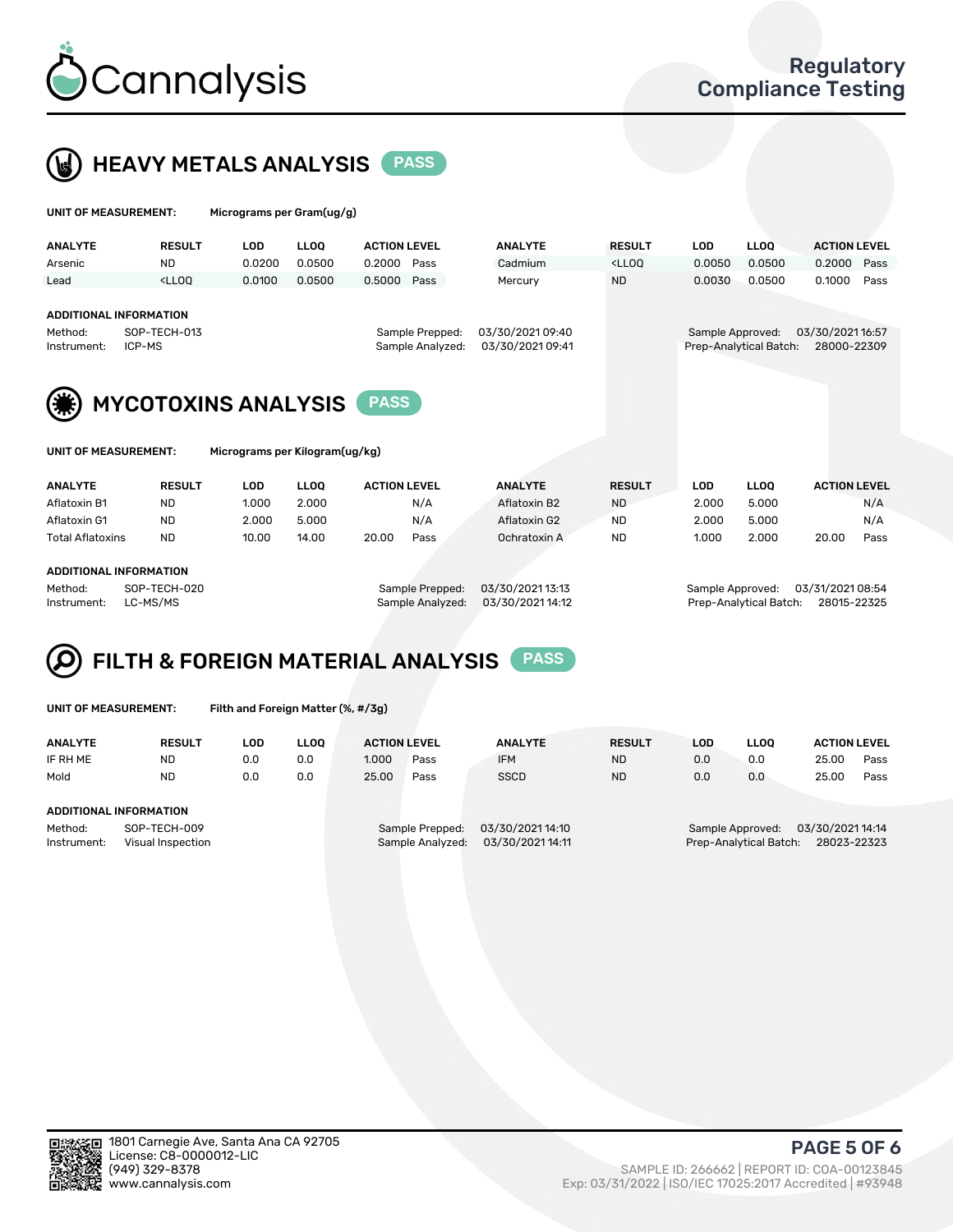# Regulatory Compliance Testing

## HEAVY METALS ANALYSIS PASS

**UNIT OF MEASUREMENT:** Micrograms per Gram(ug/g)

| ANALYTE | RESULT | LOD | LLOQ | ACTION LEVEL | | ANALYTE | RESULT | LOD | LLOQ | ACTION LEVEL | |
|---|---|---|---|---|---|---|---|---|---|---|---|
| Arsenic | ND | 0.0200 | 0.0500 | 0.2000 | Pass | Cadmium | <LLOQ | 0.0050 | 0.0500 | 0.2000 | Pass |
| Lead | <LLOQ | 0.0100 | 0.0500 | 0.5000 | Pass | Mercury | ND | 0.0030 | 0.0500 | 0.1000 | Pass |

**ADDITIONAL INFORMATION**

Method: SOP-TECH-013
Instrument: ICP-MS
Sample Prepped: 03/30/2021 09:40
Sample Analyzed: 03/30/2021 09:41
Sample Approved: 03/30/2021 16:57
Prep-Analytical Batch: 28000-22309

## MYCOTOXINS ANALYSIS PASS

**UNIT OF MEASUREMENT:** Micrograms per Kilogram(ug/kg)

| ANALYTE | RESULT | LOD | LLOQ | ACTION LEVEL | | ANALYTE | RESULT | LOD | LLOQ | ACTION LEVEL | |
|---|---|---|---|---|---|---|---|---|---|---|---|
| Aflatoxin B1 | ND | 1.000 | 2.000 | | N/A | Aflatoxin B2 | ND | 2.000 | 5.000 | | N/A |
| Aflatoxin G1 | ND | 2.000 | 5.000 | | N/A | Aflatoxin G2 | ND | 2.000 | 5.000 | | N/A |
| Total Aflatoxins | ND | 10.00 | 14.00 | 20.00 | Pass | Ochratoxin A | ND | 1.000 | 2.000 | 20.00 | Pass |

**ADDITIONAL INFORMATION**

Method: SOP-TECH-020
Instrument: LC-MS/MS
Sample Prepped: 03/30/2021 13:13
Sample Analyzed: 03/30/2021 14:12
Sample Approved: 03/31/2021 08:54
Prep-Analytical Batch: 28015-22325

## FILTH & FOREIGN MATERIAL ANALYSIS PASS

**UNIT OF MEASUREMENT:** Filth and Foreign Matter (%, #/3g)

| ANALYTE | RESULT | LOD | LLOQ | ACTION LEVEL | | ANALYTE | RESULT | LOD | LLOQ | ACTION LEVEL | |
|---|---|---|---|---|---|---|---|---|---|---|---|
| IF RH ME | ND | 0.0 | 0.0 | 1.000 | Pass | IFM | ND | 0.0 | 0.0 | 25.00 | Pass |
| Mold | ND | 0.0 | 0.0 | 25.00 | Pass | SSCD | ND | 0.0 | 0.0 | 25.00 | Pass |

**ADDITIONAL INFORMATION**

Method: SOP-TECH-009
Instrument: Visual Inspection
Sample Prepped: 03/30/2021 14:10
Sample Analyzed: 03/30/2021 14:11
Sample Approved: 03/30/2021 14:14
Prep-Analytical Batch: 28023-22323

1801 Carnegie Ave, Santa Ana CA 92705
License: C8-0000012-LIC
(949) 329-8378
www.cannalysis.com

SAMPLE ID: 266662 | REPORT ID: COA-00123845
Exp: 03/31/2022 | ISO/IEC 17025:2017 Accredited | #93948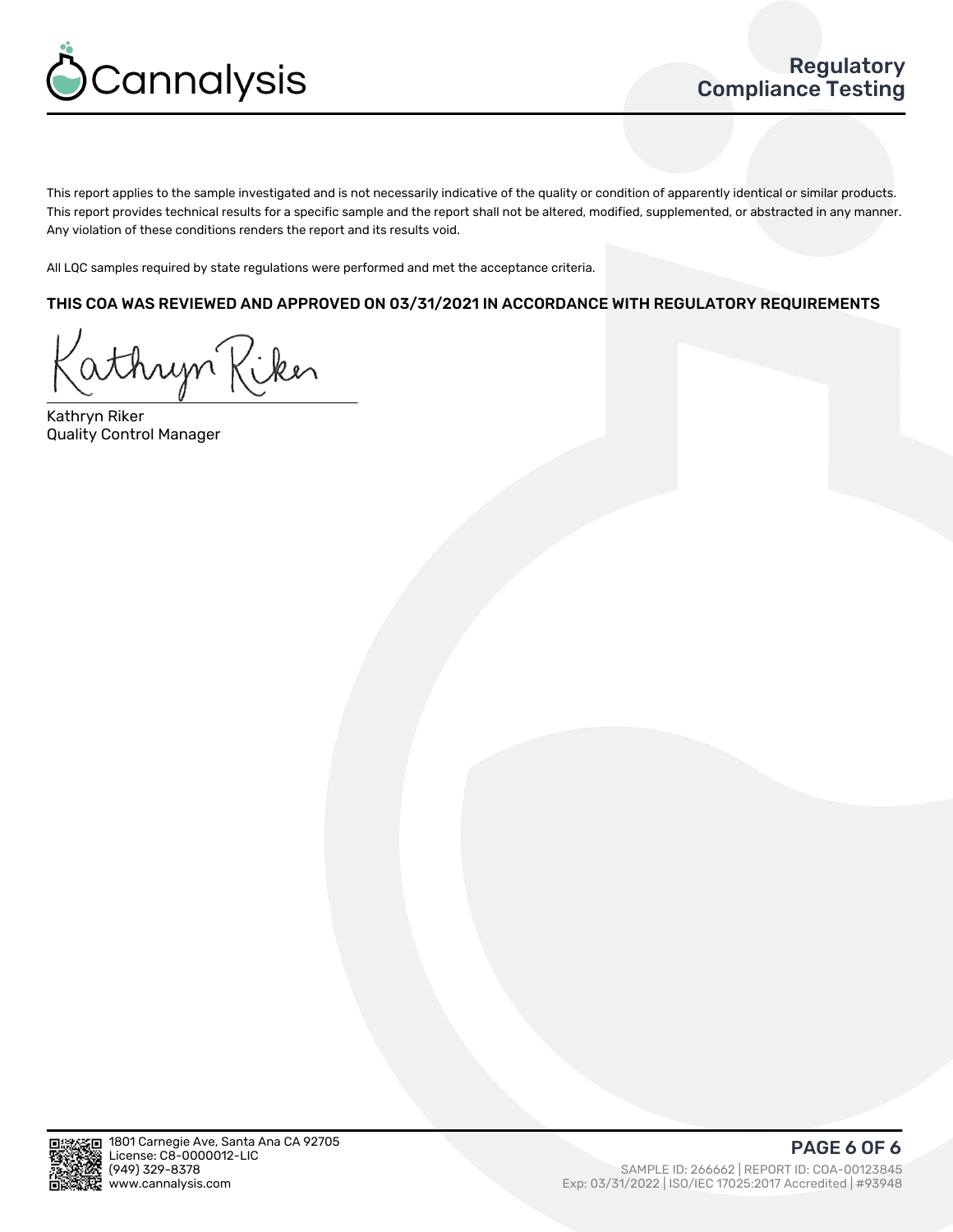This report applies to the sample investigated and is not necessarily indicative of the quality or condition of apparently identical or similar products. This report provides technical results for a specific sample and the report shall not be altered, modified, supplemented, or abstracted in any manner. Any violation of these conditions renders the report and its results void.

All LQC samples required by state regulations were performed and met the acceptance criteria.

**THIS COA WAS REVIEWED AND APPROVED ON 03/31/2021 IN ACCORDANCE WITH REGULATORY REQUIREMENTS**

Kathryn Riker
Quality Control Manager